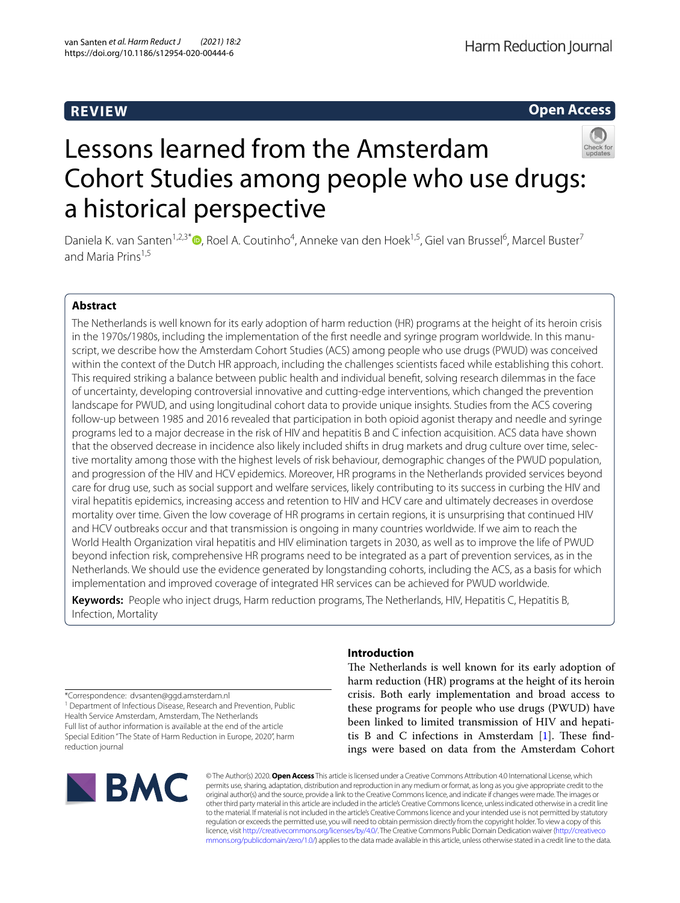**REVIEW** **Open Access**

# Lessons learned from the Amsterdam Cohort Studies among people who use drugs: a historical perspective

Daniela K. van Santen[1,2,3*], Roel A. Coutinho[4], Anneke van den Hoek[1,5], Giel van Brussel[6], Marcel Buster[7] and Maria Prins[1,5]

## Abstract

The Netherlands is well known for its early adoption of harm reduction (HR) programs at the height of its heroin crisis in the 1970s/1980s, including the implementation of the first needle and syringe program worldwide. In this manuscript, we describe how the Amsterdam Cohort Studies (ACS) among people who use drugs (PWUD) was conceived within the context of the Dutch HR approach, including the challenges scientists faced while establishing this cohort. This required striking a balance between public health and individual benefit, solving research dilemmas in the face of uncertainty, developing controversial innovative and cutting-edge interventions, which changed the prevention landscape for PWUD, and using longitudinal cohort data to provide unique insights. Studies from the ACS covering follow-up between 1985 and 2016 revealed that participation in both opioid agonist therapy and needle and syringe programs led to a major decrease in the risk of HIV and hepatitis B and C infection acquisition. ACS data have shown that the observed decrease in incidence also likely included shifts in drug markets and drug culture over time, selective mortality among those with the highest levels of risk behaviour, demographic changes of the PWUD population, and progression of the HIV and HCV epidemics. Moreover, HR programs in the Netherlands provided services beyond care for drug use, such as social support and welfare services, likely contributing to its success in curbing the HIV and viral hepatitis epidemics, increasing access and retention to HIV and HCV care and ultimately decreases in overdose mortality over time. Given the low coverage of HR programs in certain regions, it is unsurprising that continued HIV and HCV outbreaks occur and that transmission is ongoing in many countries worldwide. If we aim to reach the World Health Organization viral hepatitis and HIV elimination targets in 2030, as well as to improve the life of PWUD beyond infection risk, comprehensive HR programs need to be integrated as a part of prevention services, as in the Netherlands. We should use the evidence generated by longstanding cohorts, including the ACS, as a basis for which implementation and improved coverage of integrated HR services can be achieved for PWUD worldwide.

**Keywords:** People who inject drugs, Harm reduction programs, The Netherlands, HIV, Hepatitis C, Hepatitis B, Infection, Mortality

*Correspondence: dvsanten@ggd.amsterdam.nl
[1] Department of Infectious Disease, Research and Prevention, Public Health Service Amsterdam, Amsterdam, The Netherlands
Full list of author information is available at the end of the article
Special Edition "The State of Harm Reduction in Europe, 2020", harm reduction journal

## Introduction

The Netherlands is well known for its early adoption of harm reduction (HR) programs at the height of its heroin crisis. Both early implementation and broad access to these programs for people who use drugs (PWUD) have been linked to limited transmission of HIV and hepatitis B and C infections in Amsterdam [1]. These findings were based on data from the Amsterdam Cohort

© The Author(s) 2020. **Open Access** This article is licensed under a Creative Commons Attribution 4.0 International License, which permits use, sharing, adaptation, distribution and reproduction in any medium or format, as long as you give appropriate credit to the original author(s) and the source, provide a link to the Creative Commons licence, and indicate if changes were made. The images or other third party material in this article are included in the article's Creative Commons licence, unless indicated otherwise in a credit line to the material. If material is not included in the article's Creative Commons licence and your intended use is not permitted by statutory regulation or exceeds the permitted use, you will need to obtain permission directly from the copyright holder. To view a copy of this licence, visit http://creativecommons.org/licenses/by/4.0/. The Creative Commons Public Domain Dedication waiver (http://creativecommons.org/publicdomain/zero/1.0/) applies to the data made available in this article, unless otherwise stated in a credit line to the data.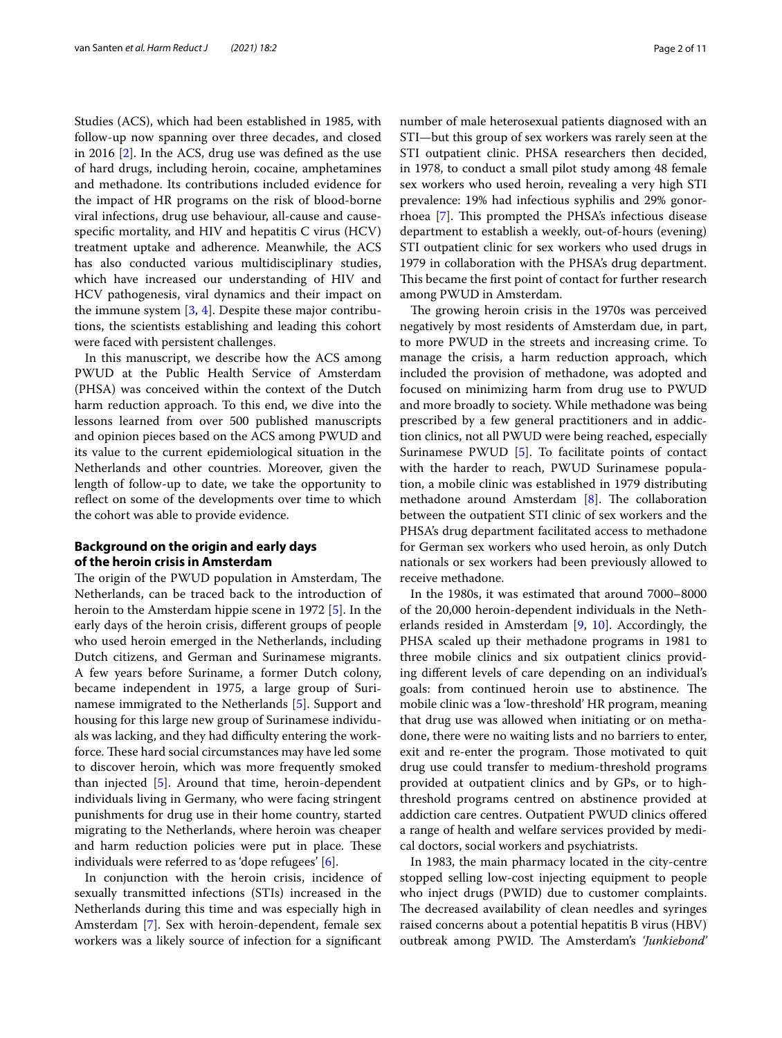Studies (ACS), which had been established in 1985, with follow-up now spanning over three decades, and closed in 2016 [2]. In the ACS, drug use was defined as the use of hard drugs, including heroin, cocaine, amphetamines and methadone. Its contributions included evidence for the impact of HR programs on the risk of blood-borne viral infections, drug use behaviour, all-cause and cause-specific mortality, and HIV and hepatitis C virus (HCV) treatment uptake and adherence. Meanwhile, the ACS has also conducted various multidisciplinary studies, which have increased our understanding of HIV and HCV pathogenesis, viral dynamics and their impact on the immune system [3, 4]. Despite these major contributions, the scientists establishing and leading this cohort were faced with persistent challenges.

In this manuscript, we describe how the ACS among PWUD at the Public Health Service of Amsterdam (PHSA) was conceived within the context of the Dutch harm reduction approach. To this end, we dive into the lessons learned from over 500 published manuscripts and opinion pieces based on the ACS among PWUD and its value to the current epidemiological situation in the Netherlands and other countries. Moreover, given the length of follow-up to date, we take the opportunity to reflect on some of the developments over time to which the cohort was able to provide evidence.

## Background on the origin and early days of the heroin crisis in Amsterdam

The origin of the PWUD population in Amsterdam, The Netherlands, can be traced back to the introduction of heroin to the Amsterdam hippie scene in 1972 [5]. In the early days of the heroin crisis, different groups of people who used heroin emerged in the Netherlands, including Dutch citizens, and German and Surinamese migrants. A few years before Suriname, a former Dutch colony, became independent in 1975, a large group of Surinamese immigrated to the Netherlands [5]. Support and housing for this large new group of Surinamese individuals was lacking, and they had difficulty entering the workforce. These hard social circumstances may have led some to discover heroin, which was more frequently smoked than injected [5]. Around that time, heroin-dependent individuals living in Germany, who were facing stringent punishments for drug use in their home country, started migrating to the Netherlands, where heroin was cheaper and harm reduction policies were put in place. These individuals were referred to as 'dope refugees' [6].

In conjunction with the heroin crisis, incidence of sexually transmitted infections (STIs) increased in the Netherlands during this time and was especially high in Amsterdam [7]. Sex with heroin-dependent, female sex workers was a likely source of infection for a significant number of male heterosexual patients diagnosed with an STI—but this group of sex workers was rarely seen at the STI outpatient clinic. PHSA researchers then decided, in 1978, to conduct a small pilot study among 48 female sex workers who used heroin, revealing a very high STI prevalence: 19% had infectious syphilis and 29% gonorrhoea [7]. This prompted the PHSA's infectious disease department to establish a weekly, out-of-hours (evening) STI outpatient clinic for sex workers who used drugs in 1979 in collaboration with the PHSA's drug department. This became the first point of contact for further research among PWUD in Amsterdam.

The growing heroin crisis in the 1970s was perceived negatively by most residents of Amsterdam due, in part, to more PWUD in the streets and increasing crime. To manage the crisis, a harm reduction approach, which included the provision of methadone, was adopted and focused on minimizing harm from drug use to PWUD and more broadly to society. While methadone was being prescribed by a few general practitioners and in addiction clinics, not all PWUD were being reached, especially Surinamese PWUD [5]. To facilitate points of contact with the harder to reach, PWUD Surinamese population, a mobile clinic was established in 1979 distributing methadone around Amsterdam [8]. The collaboration between the outpatient STI clinic of sex workers and the PHSA's drug department facilitated access to methadone for German sex workers who used heroin, as only Dutch nationals or sex workers had been previously allowed to receive methadone.

In the 1980s, it was estimated that around 7000–8000 of the 20,000 heroin-dependent individuals in the Netherlands resided in Amsterdam [9, 10]. Accordingly, the PHSA scaled up their methadone programs in 1981 to three mobile clinics and six outpatient clinics providing different levels of care depending on an individual's goals: from continued heroin use to abstinence. The mobile clinic was a 'low-threshold' HR program, meaning that drug use was allowed when initiating or on methadone, there were no waiting lists and no barriers to enter, exit and re-enter the program. Those motivated to quit drug use could transfer to medium-threshold programs provided at outpatient clinics and by GPs, or to high-threshold programs centred on abstinence provided at addiction care centres. Outpatient PWUD clinics offered a range of health and welfare services provided by medical doctors, social workers and psychiatrists.

In 1983, the main pharmacy located in the city-centre stopped selling low-cost injecting equipment to people who inject drugs (PWID) due to customer complaints. The decreased availability of clean needles and syringes raised concerns about a potential hepatitis B virus (HBV) outbreak among PWID. The Amsterdam's *'Junkiebond'*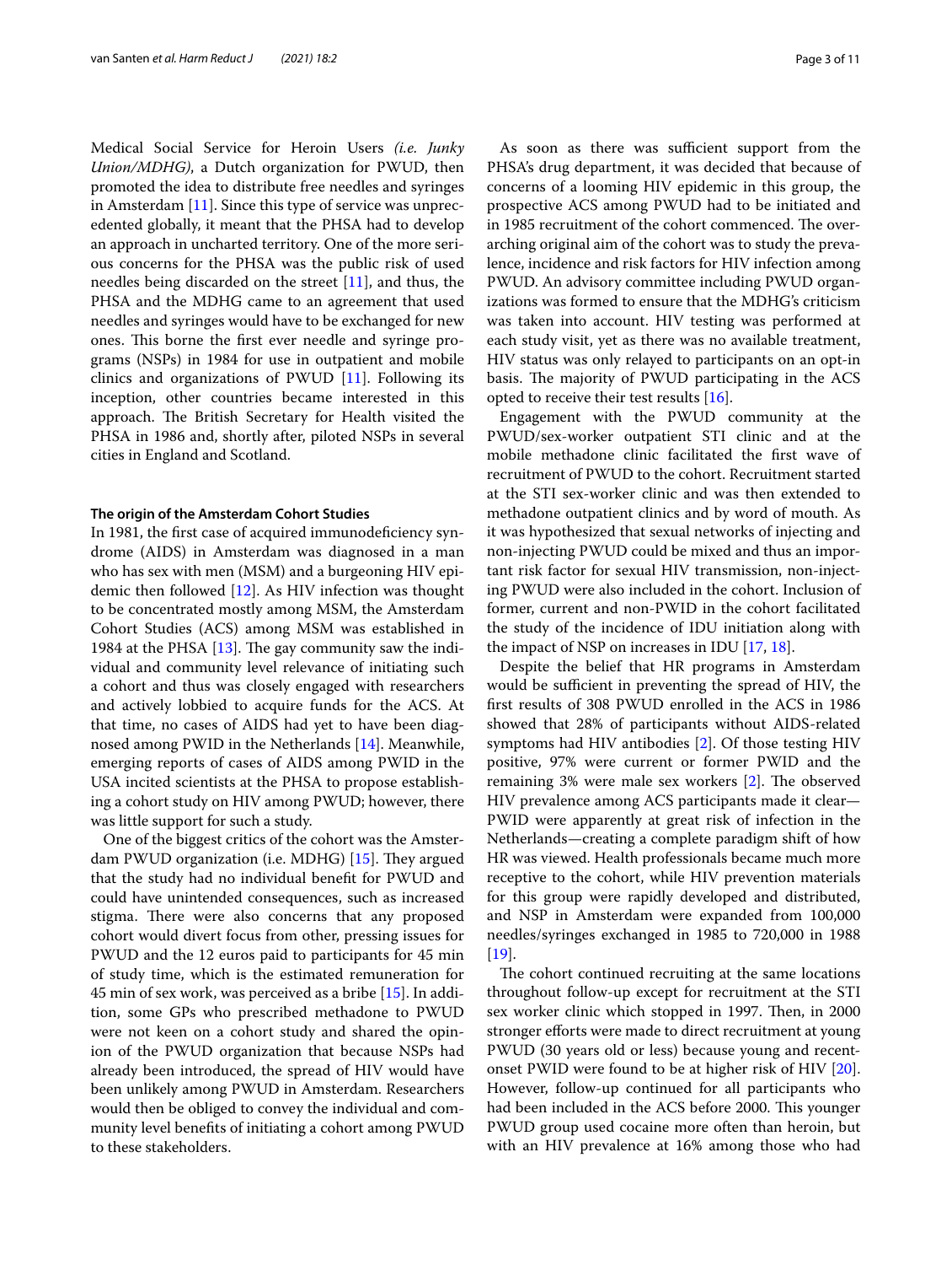Medical Social Service for Heroin Users *(i.e. Junky Union/MDHG)*, a Dutch organization for PWUD, then promoted the idea to distribute free needles and syringes in Amsterdam [11]. Since this type of service was unprecedented globally, it meant that the PHSA had to develop an approach in uncharted territory. One of the more serious concerns for the PHSA was the public risk of used needles being discarded on the street [11], and thus, the PHSA and the MDHG came to an agreement that used needles and syringes would have to be exchanged for new ones. This borne the first ever needle and syringe programs (NSPs) in 1984 for use in outpatient and mobile clinics and organizations of PWUD [11]. Following its inception, other countries became interested in this approach. The British Secretary for Health visited the PHSA in 1986 and, shortly after, piloted NSPs in several cities in England and Scotland.

#### The origin of the Amsterdam Cohort Studies

In 1981, the first case of acquired immunodeficiency syndrome (AIDS) in Amsterdam was diagnosed in a man who has sex with men (MSM) and a burgeoning HIV epidemic then followed [12]. As HIV infection was thought to be concentrated mostly among MSM, the Amsterdam Cohort Studies (ACS) among MSM was established in 1984 at the PHSA [13]. The gay community saw the individual and community level relevance of initiating such a cohort and thus was closely engaged with researchers and actively lobbied to acquire funds for the ACS. At that time, no cases of AIDS had yet to have been diagnosed among PWID in the Netherlands [14]. Meanwhile, emerging reports of cases of AIDS among PWID in the USA incited scientists at the PHSA to propose establishing a cohort study on HIV among PWUD; however, there was little support for such a study.

One of the biggest critics of the cohort was the Amsterdam PWUD organization (i.e. MDHG) [15]. They argued that the study had no individual benefit for PWUD and could have unintended consequences, such as increased stigma. There were also concerns that any proposed cohort would divert focus from other, pressing issues for PWUD and the 12 euros paid to participants for 45 min of study time, which is the estimated remuneration for 45 min of sex work, was perceived as a bribe [15]. In addition, some GPs who prescribed methadone to PWUD were not keen on a cohort study and shared the opinion of the PWUD organization that because NSPs had already been introduced, the spread of HIV would have been unlikely among PWUD in Amsterdam. Researchers would then be obliged to convey the individual and community level benefits of initiating a cohort among PWUD to these stakeholders.

As soon as there was sufficient support from the PHSA's drug department, it was decided that because of concerns of a looming HIV epidemic in this group, the prospective ACS among PWUD had to be initiated and in 1985 recruitment of the cohort commenced. The overarching original aim of the cohort was to study the prevalence, incidence and risk factors for HIV infection among PWUD. An advisory committee including PWUD organizations was formed to ensure that the MDHG's criticism was taken into account. HIV testing was performed at each study visit, yet as there was no available treatment, HIV status was only relayed to participants on an opt-in basis. The majority of PWUD participating in the ACS opted to receive their test results [16].

Engagement with the PWUD community at the PWUD/sex-worker outpatient STI clinic and at the mobile methadone clinic facilitated the first wave of recruitment of PWUD to the cohort. Recruitment started at the STI sex-worker clinic and was then extended to methadone outpatient clinics and by word of mouth. As it was hypothesized that sexual networks of injecting and non-injecting PWUD could be mixed and thus an important risk factor for sexual HIV transmission, non-injecting PWUD were also included in the cohort. Inclusion of former, current and non-PWID in the cohort facilitated the study of the incidence of IDU initiation along with the impact of NSP on increases in IDU [17, 18].

Despite the belief that HR programs in Amsterdam would be sufficient in preventing the spread of HIV, the first results of 308 PWUD enrolled in the ACS in 1986 showed that 28% of participants without AIDS-related symptoms had HIV antibodies [2]. Of those testing HIV positive, 97% were current or former PWID and the remaining 3% were male sex workers [2]. The observed HIV prevalence among ACS participants made it clear—PWID were apparently at great risk of infection in the Netherlands—creating a complete paradigm shift of how HR was viewed. Health professionals became much more receptive to the cohort, while HIV prevention materials for this group were rapidly developed and distributed, and NSP in Amsterdam were expanded from 100,000 needles/syringes exchanged in 1985 to 720,000 in 1988 [19].

The cohort continued recruiting at the same locations throughout follow-up except for recruitment at the STI sex worker clinic which stopped in 1997. Then, in 2000 stronger efforts were made to direct recruitment at young PWUD (30 years old or less) because young and recent-onset PWID were found to be at higher risk of HIV [20]. However, follow-up continued for all participants who had been included in the ACS before 2000. This younger PWUD group used cocaine more often than heroin, but with an HIV prevalence at 16% among those who had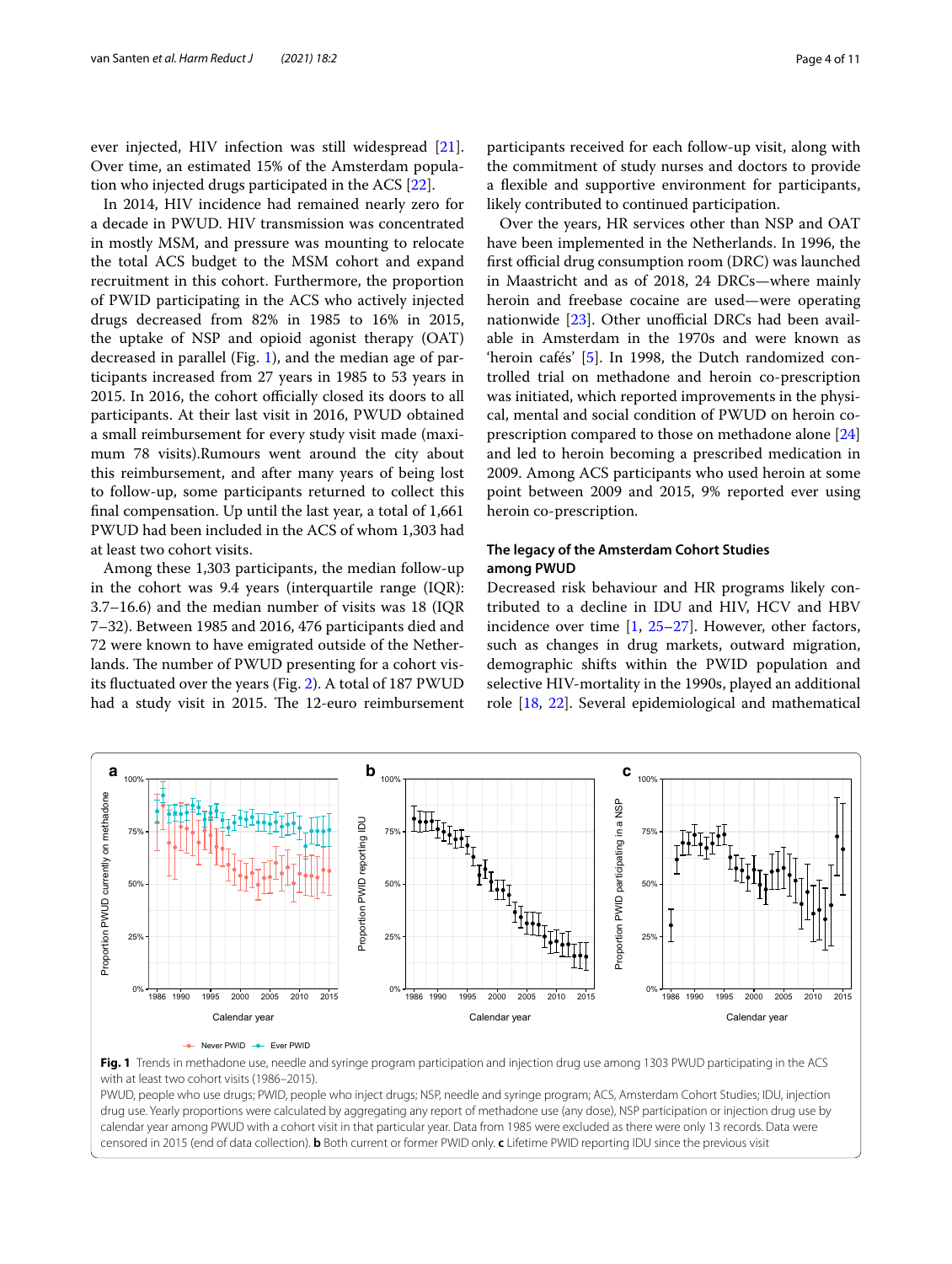ever injected, HIV infection was still widespread [21]. Over time, an estimated 15% of the Amsterdam population who injected drugs participated in the ACS [22].

In 2014, HIV incidence had remained nearly zero for a decade in PWUD. HIV transmission was concentrated in mostly MSM, and pressure was mounting to relocate the total ACS budget to the MSM cohort and expand recruitment in this cohort. Furthermore, the proportion of PWID participating in the ACS who actively injected drugs decreased from 82% in 1985 to 16% in 2015, the uptake of NSP and opioid agonist therapy (OAT) decreased in parallel (Fig. 1), and the median age of participants increased from 27 years in 1985 to 53 years in 2015. In 2016, the cohort officially closed its doors to all participants. At their last visit in 2016, PWUD obtained a small reimbursement for every study visit made (maximum 78 visits).Rumours went around the city about this reimbursement, and after many years of being lost to follow-up, some participants returned to collect this final compensation. Up until the last year, a total of 1,661 PWUD had been included in the ACS of whom 1,303 had at least two cohort visits.

Among these 1,303 participants, the median follow-up in the cohort was 9.4 years (interquartile range (IQR): 3.7–16.6) and the median number of visits was 18 (IQR 7–32). Between 1985 and 2016, 476 participants died and 72 were known to have emigrated outside of the Netherlands. The number of PWUD presenting for a cohort visits fluctuated over the years (Fig. 2). A total of 187 PWUD had a study visit in 2015. The 12-euro reimbursement participants received for each follow-up visit, along with the commitment of study nurses and doctors to provide a flexible and supportive environment for participants, likely contributed to continued participation.

Over the years, HR services other than NSP and OAT have been implemented in the Netherlands. In 1996, the first official drug consumption room (DRC) was launched in Maastricht and as of 2018, 24 DRCs—where mainly heroin and freebase cocaine are used—were operating nationwide [23]. Other unofficial DRCs had been available in Amsterdam in the 1970s and were known as 'heroin cafés' [5]. In 1998, the Dutch randomized controlled trial on methadone and heroin co-prescription was initiated, which reported improvements in the physical, mental and social condition of PWUD on heroin co-prescription compared to those on methadone alone [24] and led to heroin becoming a prescribed medication in 2009. Among ACS participants who used heroin at some point between 2009 and 2015, 9% reported ever using heroin co-prescription.

### The legacy of the Amsterdam Cohort Studies among PWUD

Decreased risk behaviour and HR programs likely contributed to a decline in IDU and HIV, HCV and HBV incidence over time [1, 25–27]. However, other factors, such as changes in drug markets, outward migration, demographic shifts within the PWID population and selective HIV-mortality in the 1990s, played an additional role [18, 22]. Several epidemiological and mathematical

**Fig. 1** Trends in methadone use, needle and syringe program participation and injection drug use among 1303 PWUD participating in the ACS with at least two cohort visits (1986–2015).
PWUD, people who use drugs; PWID, people who inject drugs; NSP, needle and syringe program; ACS, Amsterdam Cohort Studies; IDU, injection drug use. Yearly proportions were calculated by aggregating any report of methadone use (any dose), NSP participation or injection drug use by calendar year among PWUD with a cohort visit in that particular year. Data from 1985 were excluded as there were only 13 records. Data were censored in 2015 (end of data collection). **b** Both current or former PWID only. **c** Lifetime PWID reporting IDU since the previous visit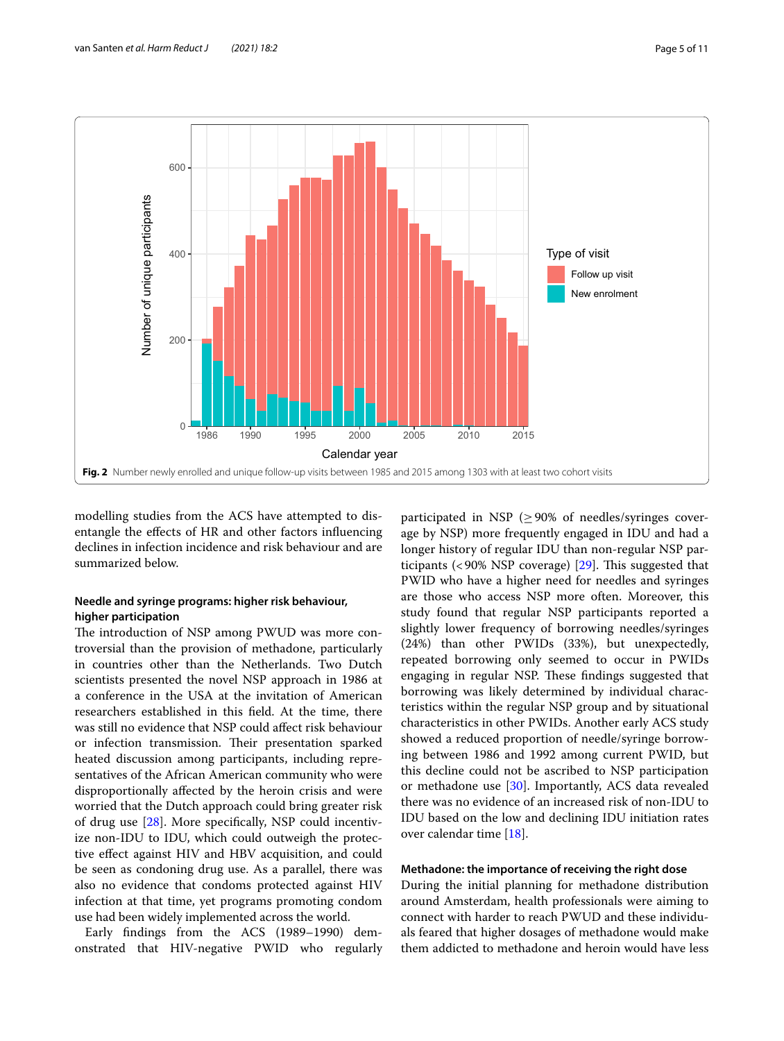Fig. 2 Number newly enrolled and unique follow-up visits between 1985 and 2015 among 1303 with at least two cohort visits

modelling studies from the ACS have attempted to disentangle the effects of HR and other factors influencing declines in infection incidence and risk behaviour and are summarized below.

#### Needle and syringe programs: higher risk behaviour, higher participation

The introduction of NSP among PWUD was more controversial than the provision of methadone, particularly in countries other than the Netherlands. Two Dutch scientists presented the novel NSP approach in 1986 at a conference in the USA at the invitation of American researchers established in this field. At the time, there was still no evidence that NSP could affect risk behaviour or infection transmission. Their presentation sparked heated discussion among participants, including representatives of the African American community who were disproportionally affected by the heroin crisis and were worried that the Dutch approach could bring greater risk of drug use [28]. More specifically, NSP could incentivize non-IDU to IDU, which could outweigh the protective effect against HIV and HBV acquisition, and could be seen as condoning drug use. As a parallel, there was also no evidence that condoms protected against HIV infection at that time, yet programs promoting condom use had been widely implemented across the world.

Early findings from the ACS (1989–1990) demonstrated that HIV-negative PWID who regularly participated in NSP ($\geq$90% of needles/syringes coverage by NSP) more frequently engaged in IDU and had a longer history of regular IDU than non-regular NSP participants (<90% NSP coverage) [29]. This suggested that PWID who have a higher need for needles and syringes are those who access NSP more often. Moreover, this study found that regular NSP participants reported a slightly lower frequency of borrowing needles/syringes (24%) than other PWIDs (33%), but unexpectedly, repeated borrowing only seemed to occur in PWIDs engaging in regular NSP. These findings suggested that borrowing was likely determined by individual characteristics within the regular NSP group and by situational characteristics in other PWIDs. Another early ACS study showed a reduced proportion of needle/syringe borrowing between 1986 and 1992 among current PWID, but this decline could not be ascribed to NSP participation or methadone use [30]. Importantly, ACS data revealed there was no evidence of an increased risk of non-IDU to IDU based on the low and declining IDU initiation rates over calendar time [18].

#### Methadone: the importance of receiving the right dose

During the initial planning for methadone distribution around Amsterdam, health professionals were aiming to connect with harder to reach PWUD and these individuals feared that higher dosages of methadone would make them addicted to methadone and heroin would have less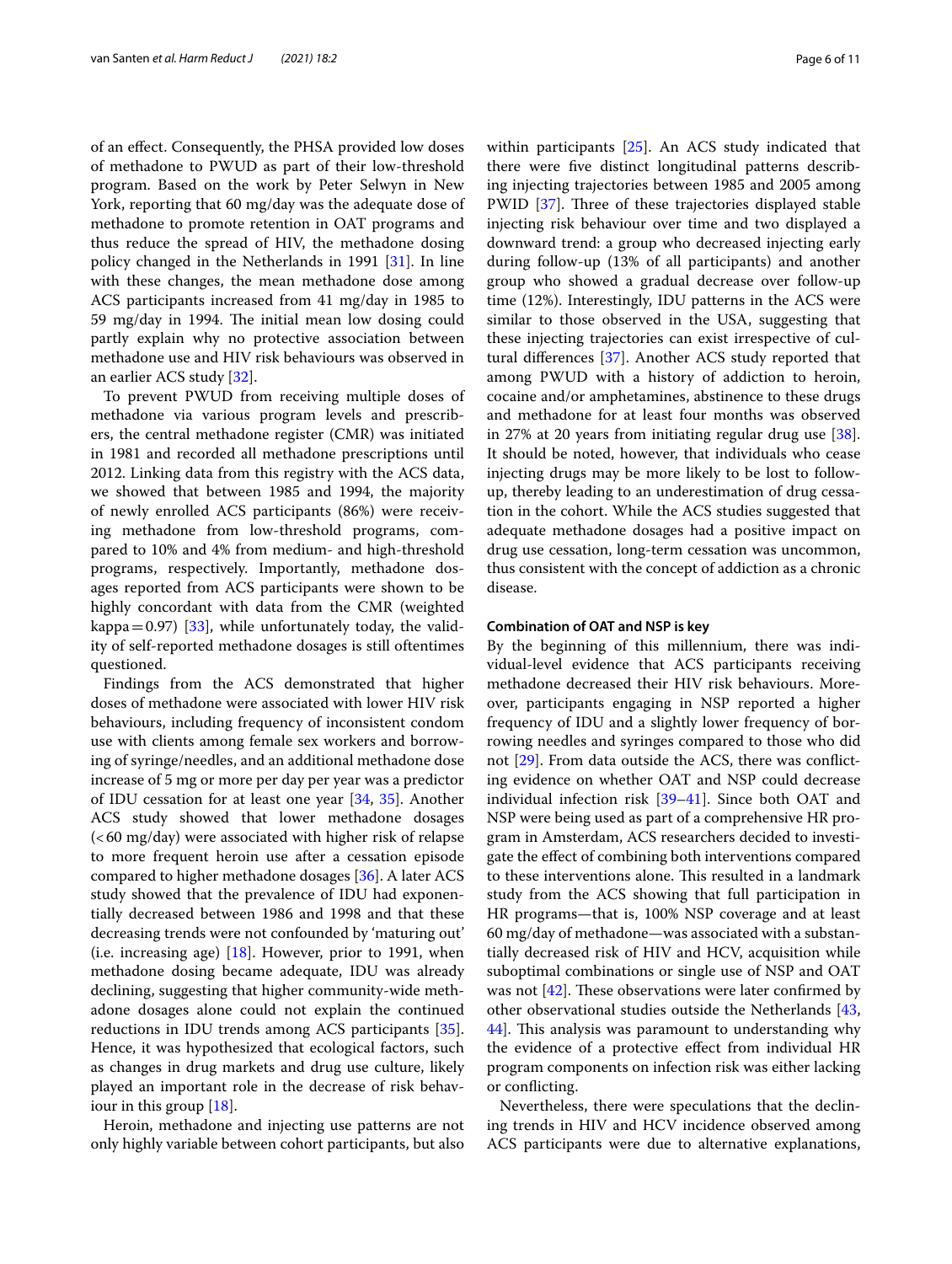of an effect. Consequently, the PHSA provided low doses of methadone to PWUD as part of their low-threshold program. Based on the work by Peter Selwyn in New York, reporting that 60 mg/day was the adequate dose of methadone to promote retention in OAT programs and thus reduce the spread of HIV, the methadone dosing policy changed in the Netherlands in 1991 [31]. In line with these changes, the mean methadone dose among ACS participants increased from 41 mg/day in 1985 to 59 mg/day in 1994. The initial mean low dosing could partly explain why no protective association between methadone use and HIV risk behaviours was observed in an earlier ACS study [32].

To prevent PWUD from receiving multiple doses of methadone via various program levels and prescribers, the central methadone register (CMR) was initiated in 1981 and recorded all methadone prescriptions until 2012. Linking data from this registry with the ACS data, we showed that between 1985 and 1994, the majority of newly enrolled ACS participants (86%) were receiving methadone from low-threshold programs, compared to 10% and 4% from medium- and high-threshold programs, respectively. Importantly, methadone dosages reported from ACS participants were shown to be highly concordant with data from the CMR (weighted kappa = 0.97) [33], while unfortunately today, the validity of self-reported methadone dosages is still oftentimes questioned.

Findings from the ACS demonstrated that higher doses of methadone were associated with lower HIV risk behaviours, including frequency of inconsistent condom use with clients among female sex workers and borrowing of syringe/needles, and an additional methadone dose increase of 5 mg or more per day per year was a predictor of IDU cessation for at least one year [34, 35]. Another ACS study showed that lower methadone dosages (< 60 mg/day) were associated with higher risk of relapse to more frequent heroin use after a cessation episode compared to higher methadone dosages [36]. A later ACS study showed that the prevalence of IDU had exponentially decreased between 1986 and 1998 and that these decreasing trends were not confounded by 'maturing out' (i.e. increasing age) [18]. However, prior to 1991, when methadone dosing became adequate, IDU was already declining, suggesting that higher community-wide methadone dosages alone could not explain the continued reductions in IDU trends among ACS participants [35]. Hence, it was hypothesized that ecological factors, such as changes in drug markets and drug use culture, likely played an important role in the decrease of risk behaviour in this group [18].

Heroin, methadone and injecting use patterns are not only highly variable between cohort participants, but also within participants [25]. An ACS study indicated that there were five distinct longitudinal patterns describing injecting trajectories between 1985 and 2005 among PWID [37]. Three of these trajectories displayed stable injecting risk behaviour over time and two displayed a downward trend: a group who decreased injecting early during follow-up (13% of all participants) and another group who showed a gradual decrease over follow-up time (12%). Interestingly, IDU patterns in the ACS were similar to those observed in the USA, suggesting that these injecting trajectories can exist irrespective of cultural differences [37]. Another ACS study reported that among PWUD with a history of addiction to heroin, cocaine and/or amphetamines, abstinence to these drugs and methadone for at least four months was observed in 27% at 20 years from initiating regular drug use [38]. It should be noted, however, that individuals who cease injecting drugs may be more likely to be lost to follow-up, thereby leading to an underestimation of drug cessation in the cohort. While the ACS studies suggested that adequate methadone dosages had a positive impact on drug use cessation, long-term cessation was uncommon, thus consistent with the concept of addiction as a chronic disease.

#### Combination of OAT and NSP is key

By the beginning of this millennium, there was individual-level evidence that ACS participants receiving methadone decreased their HIV risk behaviours. Moreover, participants engaging in NSP reported a higher frequency of IDU and a slightly lower frequency of borrowing needles and syringes compared to those who did not [29]. From data outside the ACS, there was conflicting evidence on whether OAT and NSP could decrease individual infection risk [39–41]. Since both OAT and NSP were being used as part of a comprehensive HR program in Amsterdam, ACS researchers decided to investigate the effect of combining both interventions compared to these interventions alone. This resulted in a landmark study from the ACS showing that full participation in HR programs—that is, 100% NSP coverage and at least 60 mg/day of methadone—was associated with a substantially decreased risk of HIV and HCV, acquisition while suboptimal combinations or single use of NSP and OAT was not [42]. These observations were later confirmed by other observational studies outside the Netherlands [43, 44]. This analysis was paramount to understanding why the evidence of a protective effect from individual HR program components on infection risk was either lacking or conflicting.

Nevertheless, there were speculations that the declining trends in HIV and HCV incidence observed among ACS participants were due to alternative explanations,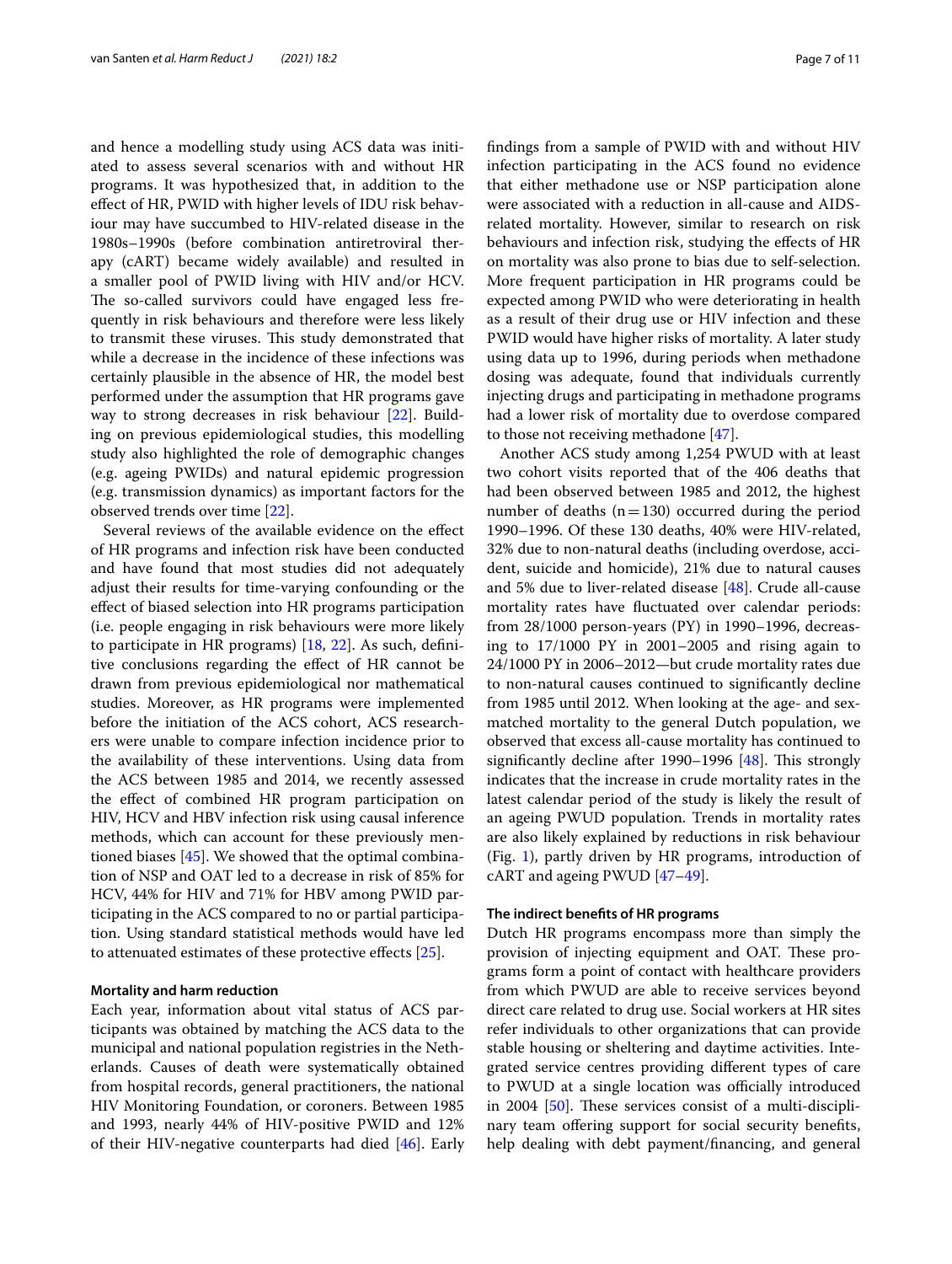and hence a modelling study using ACS data was initiated to assess several scenarios with and without HR programs. It was hypothesized that, in addition to the effect of HR, PWID with higher levels of IDU risk behaviour may have succumbed to HIV-related disease in the 1980s–1990s (before combination antiretroviral therapy (cART) became widely available) and resulted in a smaller pool of PWID living with HIV and/or HCV. The so-called survivors could have engaged less frequently in risk behaviours and therefore were less likely to transmit these viruses. This study demonstrated that while a decrease in the incidence of these infections was certainly plausible in the absence of HR, the model best performed under the assumption that HR programs gave way to strong decreases in risk behaviour [22]. Building on previous epidemiological studies, this modelling study also highlighted the role of demographic changes (e.g. ageing PWIDs) and natural epidemic progression (e.g. transmission dynamics) as important factors for the observed trends over time [22].

Several reviews of the available evidence on the effect of HR programs and infection risk have been conducted and have found that most studies did not adequately adjust their results for time-varying confounding or the effect of biased selection into HR programs participation (i.e. people engaging in risk behaviours were more likely to participate in HR programs) [18, 22]. As such, definitive conclusions regarding the effect of HR cannot be drawn from previous epidemiological nor mathematical studies. Moreover, as HR programs were implemented before the initiation of the ACS cohort, ACS researchers were unable to compare infection incidence prior to the availability of these interventions. Using data from the ACS between 1985 and 2014, we recently assessed the effect of combined HR program participation on HIV, HCV and HBV infection risk using causal inference methods, which can account for these previously mentioned biases [45]. We showed that the optimal combination of NSP and OAT led to a decrease in risk of 85% for HCV, 44% for HIV and 71% for HBV among PWID participating in the ACS compared to no or partial participation. Using standard statistical methods would have led to attenuated estimates of these protective effects [25].

#### Mortality and harm reduction

Each year, information about vital status of ACS participants was obtained by matching the ACS data to the municipal and national population registries in the Netherlands. Causes of death were systematically obtained from hospital records, general practitioners, the national HIV Monitoring Foundation, or coroners. Between 1985 and 1993, nearly 44% of HIV-positive PWID and 12% of their HIV-negative counterparts had died [46]. Early findings from a sample of PWID with and without HIV infection participating in the ACS found no evidence that either methadone use or NSP participation alone were associated with a reduction in all-cause and AIDS-related mortality. However, similar to research on risk behaviours and infection risk, studying the effects of HR on mortality was also prone to bias due to self-selection. More frequent participation in HR programs could be expected among PWID who were deteriorating in health as a result of their drug use or HIV infection and these PWID would have higher risks of mortality. A later study using data up to 1996, during periods when methadone dosing was adequate, found that individuals currently injecting drugs and participating in methadone programs had a lower risk of mortality due to overdose compared to those not receiving methadone [47].

Another ACS study among 1,254 PWUD with at least two cohort visits reported that of the 406 deaths that had been observed between 1985 and 2012, the highest number of deaths ($n = 130$) occurred during the period 1990–1996. Of these 130 deaths, 40% were HIV-related, 32% due to non-natural deaths (including overdose, accident, suicide and homicide), 21% due to natural causes and 5% due to liver-related disease [48]. Crude all-cause mortality rates have fluctuated over calendar periods: from 28/1000 person-years (PY) in 1990–1996, decreasing to 17/1000 PY in 2001–2005 and rising again to 24/1000 PY in 2006–2012—but crude mortality rates due to non-natural causes continued to significantly decline from 1985 until 2012. When looking at the age- and sex-matched mortality to the general Dutch population, we observed that excess all-cause mortality has continued to significantly decline after 1990–1996 [48]. This strongly indicates that the increase in crude mortality rates in the latest calendar period of the study is likely the result of an ageing PWUD population. Trends in mortality rates are also likely explained by reductions in risk behaviour (Fig. 1), partly driven by HR programs, introduction of cART and ageing PWUD [47–49].

#### The indirect benefits of HR programs

Dutch HR programs encompass more than simply the provision of injecting equipment and OAT. These programs form a point of contact with healthcare providers from which PWUD are able to receive services beyond direct care related to drug use. Social workers at HR sites refer individuals to other organizations that can provide stable housing or sheltering and daytime activities. Integrated service centres providing different types of care to PWUD at a single location was officially introduced in 2004 [50]. These services consist of a multi-disciplinary team offering support for social security benefits, help dealing with debt payment/financing, and general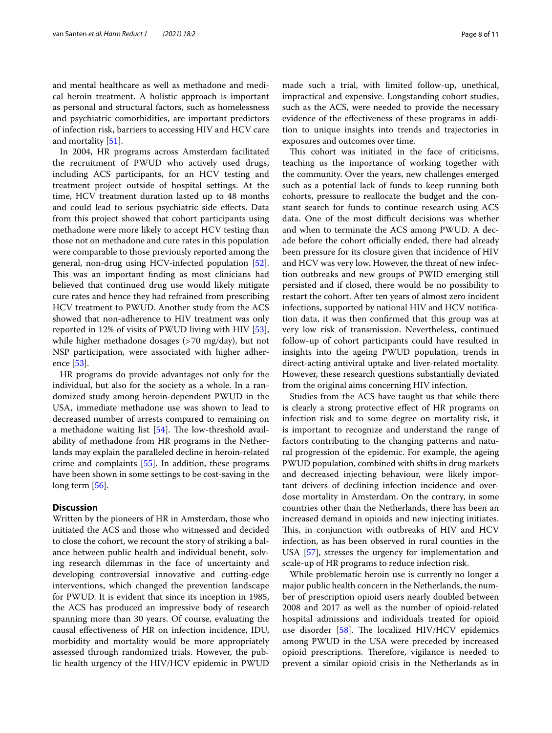and mental healthcare as well as methadone and medical heroin treatment. A holistic approach is important as personal and structural factors, such as homelessness and psychiatric comorbidities, are important predictors of infection risk, barriers to accessing HIV and HCV care and mortality [51].

In 2004, HR programs across Amsterdam facilitated the recruitment of PWUD who actively used drugs, including ACS participants, for an HCV testing and treatment project outside of hospital settings. At the time, HCV treatment duration lasted up to 48 months and could lead to serious psychiatric side effects. Data from this project showed that cohort participants using methadone were more likely to accept HCV testing than those not on methadone and cure rates in this population were comparable to those previously reported among the general, non-drug using HCV-infected population [52]. This was an important finding as most clinicians had believed that continued drug use would likely mitigate cure rates and hence they had refrained from prescribing HCV treatment to PWUD. Another study from the ACS showed that non-adherence to HIV treatment was only reported in 12% of visits of PWUD living with HIV [53], while higher methadone dosages (>70 mg/day), but not NSP participation, were associated with higher adherence [53].

HR programs do provide advantages not only for the individual, but also for the society as a whole. In a randomized study among heroin-dependent PWUD in the USA, immediate methadone use was shown to lead to decreased number of arrests compared to remaining on a methadone waiting list [54]. The low-threshold availability of methadone from HR programs in the Netherlands may explain the paralleled decline in heroin-related crime and complaints [55]. In addition, these programs have been shown in some settings to be cost-saving in the long term [56].

## Discussion

Written by the pioneers of HR in Amsterdam, those who initiated the ACS and those who witnessed and decided to close the cohort, we recount the story of striking a balance between public health and individual benefit, solving research dilemmas in the face of uncertainty and developing controversial innovative and cutting-edge interventions, which changed the prevention landscape for PWUD. It is evident that since its inception in 1985, the ACS has produced an impressive body of research spanning more than 30 years. Of course, evaluating the causal effectiveness of HR on infection incidence, IDU, morbidity and mortality would be more appropriately assessed through randomized trials. However, the public health urgency of the HIV/HCV epidemic in PWUD made such a trial, with limited follow-up, unethical, impractical and expensive. Longstanding cohort studies, such as the ACS, were needed to provide the necessary evidence of the effectiveness of these programs in addition to unique insights into trends and trajectories in exposures and outcomes over time.

This cohort was initiated in the face of criticisms, teaching us the importance of working together with the community. Over the years, new challenges emerged such as a potential lack of funds to keep running both cohorts, pressure to reallocate the budget and the constant search for funds to continue research using ACS data. One of the most difficult decisions was whether and when to terminate the ACS among PWUD. A decade before the cohort officially ended, there had already been pressure for its closure given that incidence of HIV and HCV was very low. However, the threat of new infection outbreaks and new groups of PWID emerging still persisted and if closed, there would be no possibility to restart the cohort. After ten years of almost zero incident infections, supported by national HIV and HCV notification data, it was then confirmed that this group was at very low risk of transmission. Nevertheless, continued follow-up of cohort participants could have resulted in insights into the ageing PWUD population, trends in direct-acting antiviral uptake and liver-related mortality. However, these research questions substantially deviated from the original aims concerning HIV infection.

Studies from the ACS have taught us that while there is clearly a strong protective effect of HR programs on infection risk and to some degree on mortality risk, it is important to recognize and understand the range of factors contributing to the changing patterns and natural progression of the epidemic. For example, the ageing PWUD population, combined with shifts in drug markets and decreased injecting behaviour, were likely important drivers of declining infection incidence and overdose mortality in Amsterdam. On the contrary, in some countries other than the Netherlands, there has been an increased demand in opioids and new injecting initiates. This, in conjunction with outbreaks of HIV and HCV infection, as has been observed in rural counties in the USA [57], stresses the urgency for implementation and scale-up of HR programs to reduce infection risk.

While problematic heroin use is currently no longer a major public health concern in the Netherlands, the number of prescription opioid users nearly doubled between 2008 and 2017 as well as the number of opioid-related hospital admissions and individuals treated for opioid use disorder [58]. The localized HIV/HCV epidemics among PWUD in the USA were preceded by increased opioid prescriptions. Therefore, vigilance is needed to prevent a similar opioid crisis in the Netherlands as in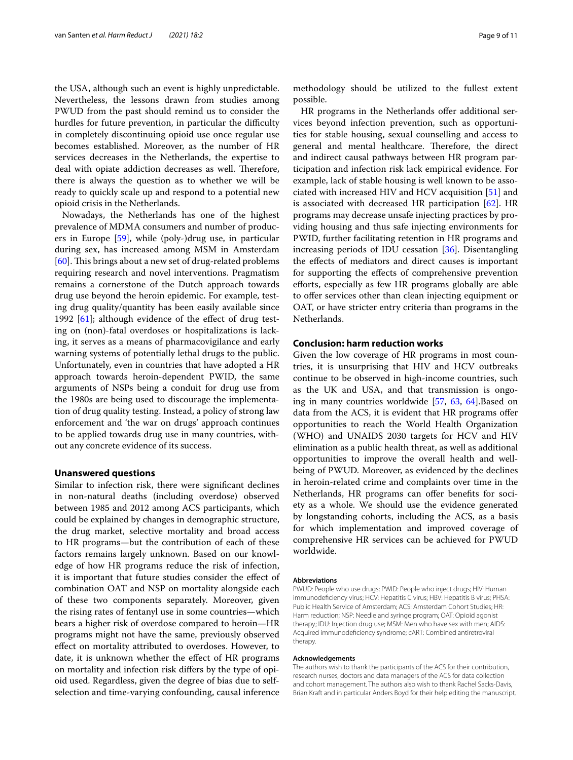the USA, although such an event is highly unpredictable. Nevertheless, the lessons drawn from studies among PWUD from the past should remind us to consider the hurdles for future prevention, in particular the difficulty in completely discontinuing opioid use once regular use becomes established. Moreover, as the number of HR services decreases in the Netherlands, the expertise to deal with opiate addiction decreases as well. Therefore, there is always the question as to whether we will be ready to quickly scale up and respond to a potential new opioid crisis in the Netherlands.

Nowadays, the Netherlands has one of the highest prevalence of MDMA consumers and number of producers in Europe [59], while (poly-)drug use, in particular during sex, has increased among MSM in Amsterdam [60]. This brings about a new set of drug-related problems requiring research and novel interventions. Pragmatism remains a cornerstone of the Dutch approach towards drug use beyond the heroin epidemic. For example, testing drug quality/quantity has been easily available since 1992 [61]; although evidence of the effect of drug testing on (non)-fatal overdoses or hospitalizations is lacking, it serves as a means of pharmacovigilance and early warning systems of potentially lethal drugs to the public. Unfortunately, even in countries that have adopted a HR approach towards heroin-dependent PWID, the same arguments of NSPs being a conduit for drug use from the 1980s are being used to discourage the implementation of drug quality testing. Instead, a policy of strong law enforcement and 'the war on drugs' approach continues to be applied towards drug use in many countries, without any concrete evidence of its success.

## Unanswered questions

Similar to infection risk, there were significant declines in non-natural deaths (including overdose) observed between 1985 and 2012 among ACS participants, which could be explained by changes in demographic structure, the drug market, selective mortality and broad access to HR programs—but the contribution of each of these factors remains largely unknown. Based on our knowledge of how HR programs reduce the risk of infection, it is important that future studies consider the effect of combination OAT and NSP on mortality alongside each of these two components separately. Moreover, given the rising rates of fentanyl use in some countries—which bears a higher risk of overdose compared to heroin—HR programs might not have the same, previously observed effect on mortality attributed to overdoses. However, to date, it is unknown whether the effect of HR programs on mortality and infection risk differs by the type of opioid used. Regardless, given the degree of bias due to self-selection and time-varying confounding, causal inference methodology should be utilized to the fullest extent possible.

HR programs in the Netherlands offer additional services beyond infection prevention, such as opportunities for stable housing, sexual counselling and access to general and mental healthcare. Therefore, the direct and indirect causal pathways between HR program participation and infection risk lack empirical evidence. For example, lack of stable housing is well known to be associated with increased HIV and HCV acquisition [51] and is associated with decreased HR participation [62]. HR programs may decrease unsafe injecting practices by providing housing and thus safe injecting environments for PWID, further facilitating retention in HR programs and increasing periods of IDU cessation [36]. Disentangling the effects of mediators and direct causes is important for supporting the effects of comprehensive prevention efforts, especially as few HR programs globally are able to offer services other than clean injecting equipment or OAT, or have stricter entry criteria than programs in the Netherlands.

## Conclusion: harm reduction works

Given the low coverage of HR programs in most countries, it is unsurprising that HIV and HCV outbreaks continue to be observed in high-income countries, such as the UK and USA, and that transmission is ongoing in many countries worldwide [57, 63, 64].Based on data from the ACS, it is evident that HR programs offer opportunities to reach the World Health Organization (WHO) and UNAIDS 2030 targets for HCV and HIV elimination as a public health threat, as well as additional opportunities to improve the overall health and well-being of PWUD. Moreover, as evidenced by the declines in heroin-related crime and complaints over time in the Netherlands, HR programs can offer benefits for society as a whole. We should use the evidence generated by longstanding cohorts, including the ACS, as a basis for which implementation and improved coverage of comprehensive HR services can be achieved for PWUD worldwide.

### Abbreviations

PWUD: People who use drugs; PWID: People who inject drugs; HIV: Human immunodeficiency virus; HCV: Hepatitis C virus; HBV: Hepatitis B virus; PHSA: Public Health Service of Amsterdam; ACS: Amsterdam Cohort Studies; HR: Harm reduction; NSP: Needle and syringe program; OAT: Opioid agonist therapy; IDU: Injection drug use; MSM: Men who have sex with men; AIDS: Acquired immunodeficiency syndrome; cART: Combined antiretroviral therapy.

### Acknowledgements

The authors wish to thank the participants of the ACS for their contribution, research nurses, doctors and data managers of the ACS for data collection and cohort management. The authors also wish to thank Rachel Sacks-Davis, Brian Kraft and in particular Anders Boyd for their help editing the manuscript.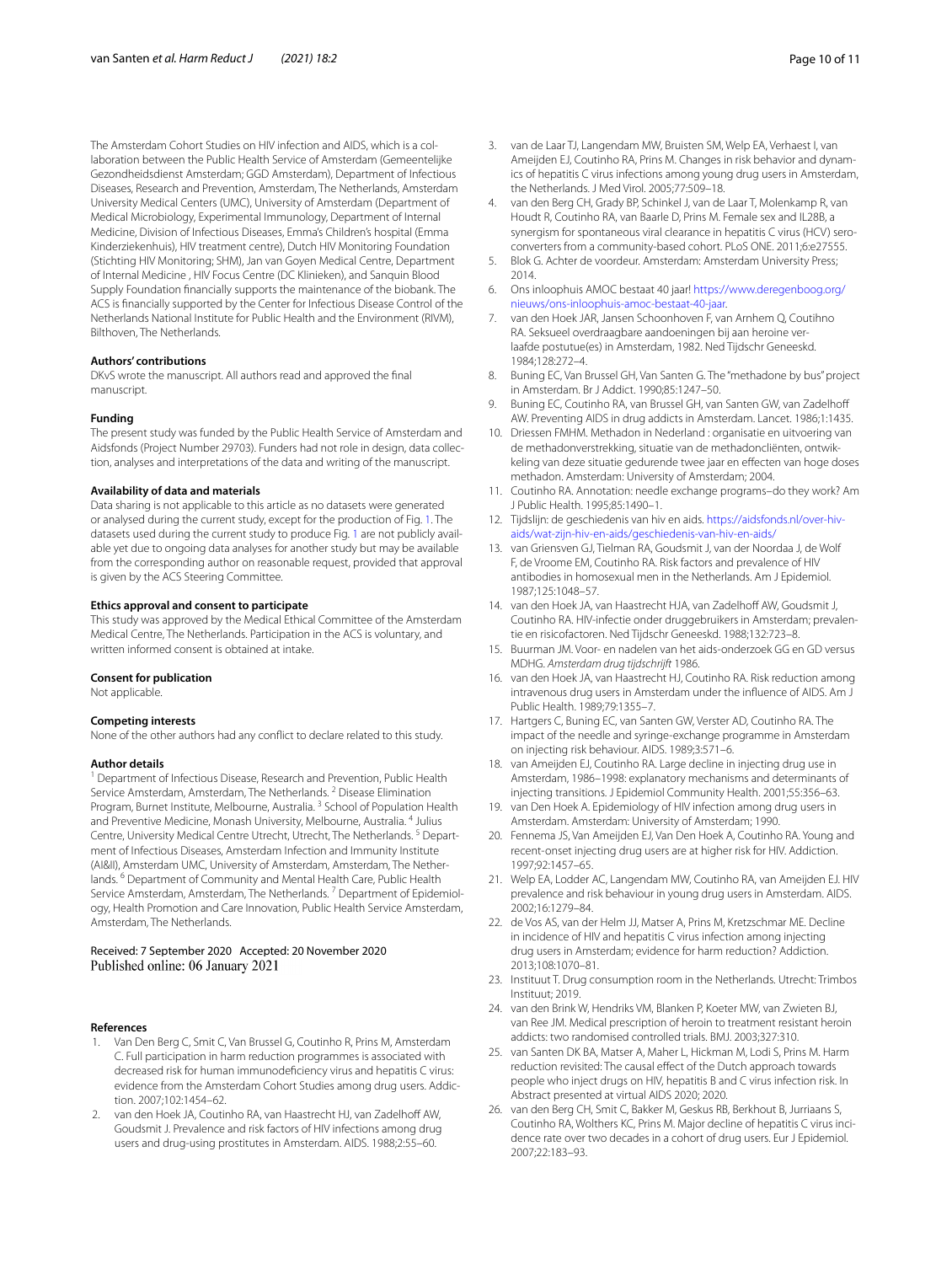The Amsterdam Cohort Studies on HIV infection and AIDS, which is a collaboration between the Public Health Service of Amsterdam (Gemeentelijke Gezondheidsdienst Amsterdam; GGD Amsterdam), Department of Infectious Diseases, Research and Prevention, Amsterdam, The Netherlands, Amsterdam University Medical Centers (UMC), University of Amsterdam (Department of Medical Microbiology, Experimental Immunology, Department of Internal Medicine, Division of Infectious Diseases, Emma's Children's hospital (Emma Kinderziekenhuis), HIV treatment centre), Dutch HIV Monitoring Foundation (Stichting HIV Monitoring; SHM), Jan van Goyen Medical Centre, Department of Internal Medicine , HIV Focus Centre (DC Klinieken), and Sanquin Blood Supply Foundation financially supports the maintenance of the biobank. The ACS is financially supported by the Center for Infectious Disease Control of the Netherlands National Institute for Public Health and the Environment (RIVM), Bilthoven, The Netherlands.

#### Authors' contributions

DKvS wrote the manuscript. All authors read and approved the final manuscript.

#### Funding

The present study was funded by the Public Health Service of Amsterdam and Aidsfonds (Project Number 29703). Funders had not role in design, data collection, analyses and interpretations of the data and writing of the manuscript.

#### Availability of data and materials

Data sharing is not applicable to this article as no datasets were generated or analysed during the current study, except for the production of Fig. 1. The datasets used during the current study to produce Fig. 1 are not publicly available yet due to ongoing data analyses for another study but may be available from the corresponding author on reasonable request, provided that approval is given by the ACS Steering Committee.

#### Ethics approval and consent to participate

This study was approved by the Medical Ethical Committee of the Amsterdam Medical Centre, The Netherlands. Participation in the ACS is voluntary, and written informed consent is obtained at intake.

#### Consent for publication

Not applicable.

#### Competing interests

None of the other authors had any conflict to declare related to this study.

#### Author details

[1] Department of Infectious Disease, Research and Prevention, Public Health Service Amsterdam, Amsterdam, The Netherlands. [2] Disease Elimination Program, Burnet Institute, Melbourne, Australia. [3] School of Population Health and Preventive Medicine, Monash University, Melbourne, Australia. [4] Julius Centre, University Medical Centre Utrecht, Utrecht, The Netherlands. [5] Department of Infectious Diseases, Amsterdam Infection and Immunity Institute (AI&II), Amsterdam UMC, University of Amsterdam, Amsterdam, The Netherlands. [6] Department of Community and Mental Health Care, Public Health Service Amsterdam, Amsterdam, The Netherlands. [7] Department of Epidemiology, Health Promotion and Care Innovation, Public Health Service Amsterdam, Amsterdam, The Netherlands.

Received: 7 September 2020 Accepted: 20 November 2020
Published online: 06 January 2021

#### References

1. Van Den Berg C, Smit C, Van Brussel G, Coutinho R, Prins M, Amsterdam C. Full participation in harm reduction programmes is associated with decreased risk for human immunodeficiency virus and hepatitis C virus: evidence from the Amsterdam Cohort Studies among drug users. Addiction. 2007;102:1454–62.
2. van den Hoek JA, Coutinho RA, van Haastrecht HJ, van Zadelhoff AW, Goudsmit J. Prevalence and risk factors of HIV infections among drug users and drug-using prostitutes in Amsterdam. AIDS. 1988;2:55–60.
3. van de Laar TJ, Langendam MW, Bruisten SM, Welp EA, Verhaest I, van Ameijden EJ, Coutinho RA, Prins M. Changes in risk behavior and dynamics of hepatitis C virus infections among young drug users in Amsterdam, the Netherlands. J Med Virol. 2005;77:509–18.
4. van den Berg CH, Grady BP, Schinkel J, van de Laar T, Molenkamp R, van Houdt R, Coutinho RA, van Baarle D, Prins M. Female sex and IL28B, a synergism for spontaneous viral clearance in hepatitis C virus (HCV) seroconverters from a community-based cohort. PLoS ONE. 2011;6:e27555.
5. Blok G. Achter de voordeur. Amsterdam: Amsterdam University Press; 2014.
6. Ons inloophuis AMOC bestaat 40 jaar! https://www.deregenboog.org/nieuws/ons-inloophuis-amoc-bestaat-40-jaar.
7. van den Hoek JAR, Jansen Schoonhoven F, van Arnhem Q, Coutihno RA. Seksueel overdraagbare aandoeningen bij aan heroine verlaafde postutue(es) in Amsterdam, 1982. Ned Tijdschr Geneeskd. 1984;128:272–4.
8. Buning EC, Van Brussel GH, Van Santen G. The "methadone by bus" project in Amsterdam. Br J Addict. 1990;85:1247–50.
9. Buning EC, Coutinho RA, van Brussel GH, van Santen GW, van Zadelhoff AW. Preventing AIDS in drug addicts in Amsterdam. Lancet. 1986;1:1435.
10. Driessen FMHM. Methadon in Nederland : organisatie en uitvoering van de methadonverstrekking, situatie van de methadoncliënten, ontwikkeling van deze situatie gedurende twee jaar en effecten van hoge doses methadon. Amsterdam: University of Amsterdam; 2004.
11. Coutinho RA. Annotation: needle exchange programs–do they work? Am J Public Health. 1995;85:1490–1.
12. Tijdslijn: de geschiedenis van hiv en aids. https://aidsfonds.nl/over-hiv-aids/wat-zijn-hiv-en-aids/geschiedenis-van-hiv-en-aids/
13. van Griensven GJ, Tielman RA, Goudsmit J, van der Noordaa J, de Wolf F, de Vroome EM, Coutinho RA. Risk factors and prevalence of HIV antibodies in homosexual men in the Netherlands. Am J Epidemiol. 1987;125:1048–57.
14. van den Hoek JA, van Haastrecht HJA, van Zadelhoff AW, Goudsmit J, Coutinho RA. HIV-infectie onder druggebruikers in Amsterdam; prevalentie en risicofactoren. Ned Tijdschr Geneeskd. 1988;132:723–8.
15. Buurman JM. Voor- en nadelen van het aids-onderzoek GG en GD versus MDHG. *Amsterdam drug tijdschrijft* 1986.
16. van den Hoek JA, van Haastrecht HJ, Coutinho RA. Risk reduction among intravenous drug users in Amsterdam under the influence of AIDS. Am J Public Health. 1989;79:1355–7.
17. Hartgers C, Buning EC, van Santen GW, Verster AD, Coutinho RA. The impact of the needle and syringe-exchange programme in Amsterdam on injecting risk behaviour. AIDS. 1989;3:571–6.
18. van Ameijden EJ, Coutinho RA. Large decline in injecting drug use in Amsterdam, 1986–1998: explanatory mechanisms and determinants of injecting transitions. J Epidemiol Community Health. 2001;55:356–63.
19. van Den Hoek A. Epidemiology of HIV infection among drug users in Amsterdam. Amsterdam: University of Amsterdam; 1990.
20. Fennema JS, Van Ameijden EJ, Van Den Hoek A, Coutinho RA. Young and recent-onset injecting drug users are at higher risk for HIV. Addiction. 1997;92:1457–65.
21. Welp EA, Lodder AC, Langendam MW, Coutinho RA, van Ameijden EJ. HIV prevalence and risk behaviour in young drug users in Amsterdam. AIDS. 2002;16:1279–84.
22. de Vos AS, van der Helm JJ, Matser A, Prins M, Kretzschmar ME. Decline in incidence of HIV and hepatitis C virus infection among injecting drug users in Amsterdam; evidence for harm reduction? Addiction. 2013;108:1070–81.
23. Instituut T. Drug consumption room in the Netherlands. Utrecht: Trimbos Instituut; 2019.
24. van den Brink W, Hendriks VM, Blanken P, Koeter MW, van Zwieten BJ, van Ree JM. Medical prescription of heroin to treatment resistant heroin addicts: two randomised controlled trials. BMJ. 2003;327:310.
25. van Santen DK BA, Matser A, Maher L, Hickman M, Lodi S, Prins M. Harm reduction revisited: The causal effect of the Dutch approach towards people who inject drugs on HIV, hepatitis B and C virus infection risk. In Abstract presented at virtual AIDS 2020; 2020.
26. van den Berg CH, Smit C, Bakker M, Geskus RB, Berkhout B, Jurriaans S, Coutinho RA, Wolthers KC, Prins M. Major decline of hepatitis C virus incidence rate over two decades in a cohort of drug users. Eur J Epidemiol. 2007;22:183–93.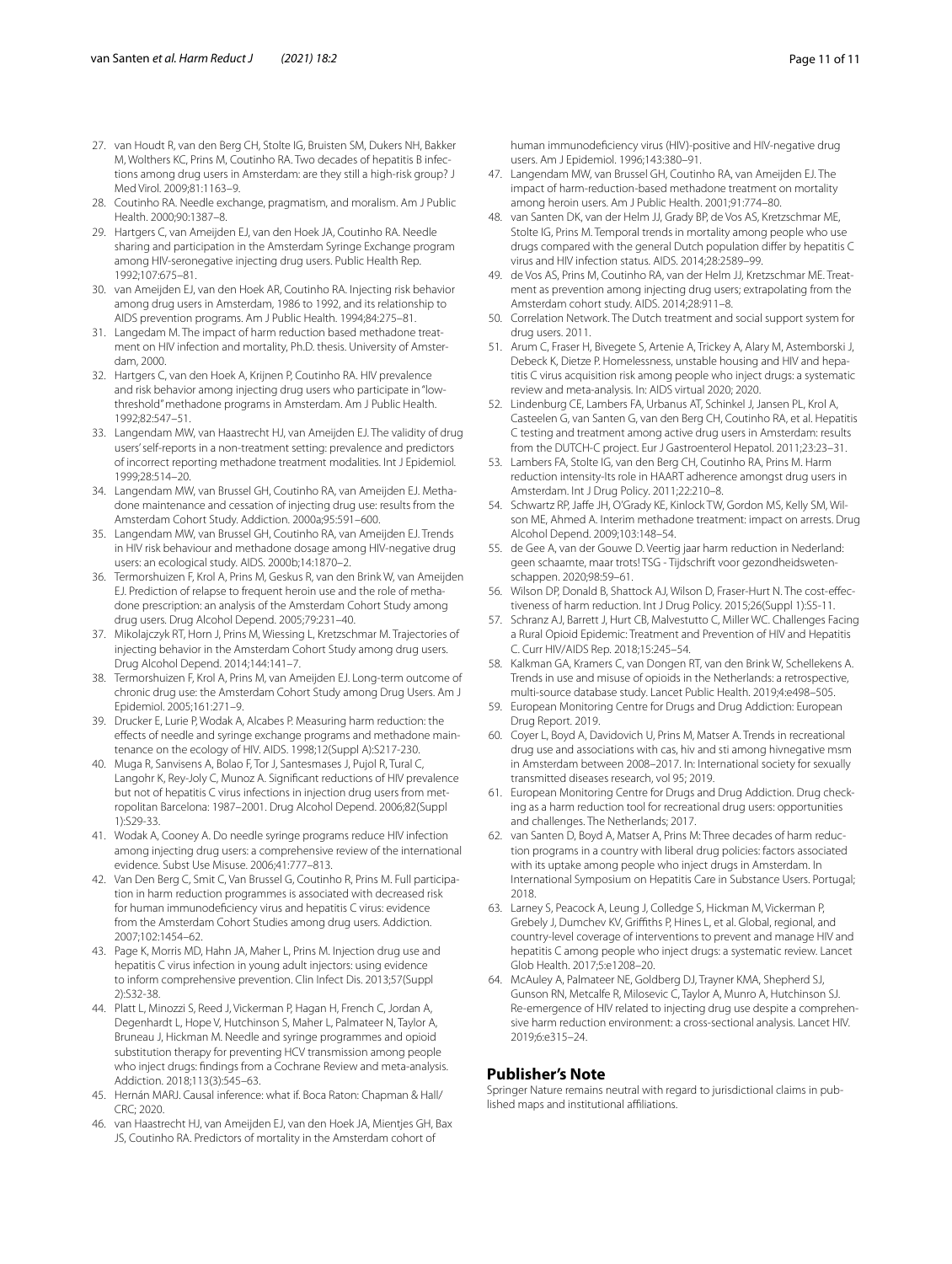27. van Houdt R, van den Berg CH, Stolte IG, Bruisten SM, Dukers NH, Bakker M, Wolthers KC, Prins M, Coutinho RA. Two decades of hepatitis B infections among drug users in Amsterdam: are they still a high-risk group? J Med Virol. 2009;81:1163–9.
28. Coutinho RA. Needle exchange, pragmatism, and moralism. Am J Public Health. 2000;90:1387–8.
29. Hartgers C, van Ameijden EJ, van den Hoek JA, Coutinho RA. Needle sharing and participation in the Amsterdam Syringe Exchange program among HIV-seronegative injecting drug users. Public Health Rep. 1992;107:675–81.
30. van Ameijden EJ, van den Hoek AR, Coutinho RA. Injecting risk behavior among drug users in Amsterdam, 1986 to 1992, and its relationship to AIDS prevention programs. Am J Public Health. 1994;84:275–81.
31. Langedam M. The impact of harm reduction based methadone treatment on HIV infection and mortality, Ph.D. thesis. University of Amsterdam, 2000.
32. Hartgers C, van den Hoek A, Krijnen P, Coutinho RA. HIV prevalence and risk behavior among injecting drug users who participate in "low-threshold" methadone programs in Amsterdam. Am J Public Health. 1992;82:547–51.
33. Langendam MW, van Haastrecht HJ, van Ameijden EJ. The validity of drug users' self-reports in a non-treatment setting: prevalence and predictors of incorrect reporting methadone treatment modalities. Int J Epidemiol. 1999;28:514–20.
34. Langendam MW, van Brussel GH, Coutinho RA, van Ameijden EJ. Methadone maintenance and cessation of injecting drug use: results from the Amsterdam Cohort Study. Addiction. 2000a;95:591–600.
35. Langendam MW, van Brussel GH, Coutinho RA, van Ameijden EJ. Trends in HIV risk behaviour and methadone dosage among HIV-negative drug users: an ecological study. AIDS. 2000b;14:1870–2.
36. Termorshuizen F, Krol A, Prins M, Geskus R, van den Brink W, van Ameijden EJ. Prediction of relapse to frequent heroin use and the role of methadone prescription: an analysis of the Amsterdam Cohort Study among drug users. Drug Alcohol Depend. 2005;79:231–40.
37. Mikolajczyk RT, Horn J, Prins M, Wiessing L, Kretzschmar M. Trajectories of injecting behavior in the Amsterdam Cohort Study among drug users. Drug Alcohol Depend. 2014;144:141–7.
38. Termorshuizen F, Krol A, Prins M, van Ameijden EJ. Long-term outcome of chronic drug use: the Amsterdam Cohort Study among Drug Users. Am J Epidemiol. 2005;161:271–9.
39. Drucker E, Lurie P, Wodak A, Alcabes P. Measuring harm reduction: the effects of needle and syringe exchange programs and methadone maintenance on the ecology of HIV. AIDS. 1998;12(Suppl A):S217-230.
40. Muga R, Sanvisens A, Bolao F, Tor J, Santesmases J, Pujol R, Tural C, Langohr K, Rey-Joly C, Munoz A. Significant reductions of HIV prevalence but not of hepatitis C virus infections in injection drug users from metropolitan Barcelona: 1987–2001. Drug Alcohol Depend. 2006;82(Suppl 1):S29-33.
41. Wodak A, Cooney A. Do needle syringe programs reduce HIV infection among injecting drug users: a comprehensive review of the international evidence. Subst Use Misuse. 2006;41:777–813.
42. Van Den Berg C, Smit C, Van Brussel G, Coutinho R, Prins M. Full participation in harm reduction programmes is associated with decreased risk for human immunodeficiency virus and hepatitis C virus: evidence from the Amsterdam Cohort Studies among drug users. Addiction. 2007;102:1454–62.
43. Page K, Morris MD, Hahn JA, Maher L, Prins M. Injection drug use and hepatitis C virus infection in young adult injectors: using evidence to inform comprehensive prevention. Clin Infect Dis. 2013;57(Suppl 2):S32-38.
44. Platt L, Minozzi S, Reed J, Vickerman P, Hagan H, French C, Jordan A, Degenhardt L, Hope V, Hutchinson S, Maher L, Palmateer N, Taylor A, Bruneau J, Hickman M. Needle and syringe programmes and opioid substitution therapy for preventing HCV transmission among people who inject drugs: findings from a Cochrane Review and meta-analysis. Addiction. 2018;113(3):545–63.
45. Hernán MARJ. Causal inference: what if. Boca Raton: Chapman & Hall/CRC; 2020.
46. van Haastrecht HJ, van Ameijden EJ, van den Hoek JA, Mientjes GH, Bax JS, Coutinho RA. Predictors of mortality in the Amsterdam cohort of human immunodeficiency virus (HIV)-positive and HIV-negative drug users. Am J Epidemiol. 1996;143:380–91.
47. Langendam MW, van Brussel GH, Coutinho RA, van Ameijden EJ. The impact of harm-reduction-based methadone treatment on mortality among heroin users. Am J Public Health. 2001;91:774–80.
48. van Santen DK, van der Helm JJ, Grady BP, de Vos AS, Kretzschmar ME, Stolte IG, Prins M. Temporal trends in mortality among people who use drugs compared with the general Dutch population differ by hepatitis C virus and HIV infection status. AIDS. 2014;28:2589–99.
49. de Vos AS, Prins M, Coutinho RA, van der Helm JJ, Kretzschmar ME. Treatment as prevention among injecting drug users; extrapolating from the Amsterdam cohort study. AIDS. 2014;28:911–8.
50. Correlation Network. The Dutch treatment and social support system for drug users. 2011.
51. Arum C, Fraser H, Bivegete S, Artenie A, Trickey A, Alary M, Astemborski J, Debeck K, Dietze P. Homelessness, unstable housing and HIV and hepatitis C virus acquisition risk among people who inject drugs: a systematic review and meta-analysis. In: AIDS virtual 2020; 2020.
52. Lindenburg CE, Lambers FA, Urbanus AT, Schinkel J, Jansen PL, Krol A, Casteelen G, van Santen G, van den Berg CH, Coutinho RA, et al. Hepatitis C testing and treatment among active drug users in Amsterdam: results from the DUTCH-C project. Eur J Gastroenterol Hepatol. 2011;23:23–31.
53. Lambers FA, Stolte IG, van den Berg CH, Coutinho RA, Prins M. Harm reduction intensity-Its role in HAART adherence amongst drug users in Amsterdam. Int J Drug Policy. 2011;22:210–8.
54. Schwartz RP, Jaffe JH, O'Grady KE, Kinlock TW, Gordon MS, Kelly SM, Wilson ME, Ahmed A. Interim methadone treatment: impact on arrests. Drug Alcohol Depend. 2009;103:148–54.
55. de Gee A, van der Gouwe D. Veertig jaar harm reduction in Nederland: geen schaamte, maar trots! TSG - Tijdschrift voor gezondheidswetenschappen. 2020;98:59–61.
56. Wilson DP, Donald B, Shattock AJ, Wilson D, Fraser-Hurt N. The cost-effectiveness of harm reduction. Int J Drug Policy. 2015;26(Suppl 1):S5-11.
57. Schranz AJ, Barrett J, Hurt CB, Malvestutto C, Miller WC. Challenges Facing a Rural Opioid Epidemic: Treatment and Prevention of HIV and Hepatitis C. Curr HIV/AIDS Rep. 2018;15:245–54.
58. Kalkman GA, Kramers C, van Dongen RT, van den Brink W, Schellekens A. Trends in use and misuse of opioids in the Netherlands: a retrospective, multi-source database study. Lancet Public Health. 2019;4:e498–505.
59. European Monitoring Centre for Drugs and Drug Addiction: European Drug Report. 2019.
60. Coyer L, Boyd A, Davidovich U, Prins M, Matser A. Trends in recreational drug use and associations with cas, hiv and sti among hivnegative msm in Amsterdam between 2008–2017. In: International society for sexually transmitted diseases research, vol 95; 2019.
61. European Monitoring Centre for Drugs and Drug Addiction. Drug checking as a harm reduction tool for recreational drug users: opportunities and challenges. The Netherlands; 2017.
62. van Santen D, Boyd A, Matser A, Prins M: Three decades of harm reduction programs in a country with liberal drug policies: factors associated with its uptake among people who inject drugs in Amsterdam. In International Symposium on Hepatitis Care in Substance Users. Portugal; 2018.
63. Larney S, Peacock A, Leung J, Colledge S, Hickman M, Vickerman P, Grebely J, Dumchev KV, Griffiths P, Hines L, et al. Global, regional, and country-level coverage of interventions to prevent and manage HIV and hepatitis C among people who inject drugs: a systematic review. Lancet Glob Health. 2017;5:e1208–20.
64. McAuley A, Palmateer NE, Goldberg DJ, Trayner KMA, Shepherd SJ, Gunson RN, Metcalfe R, Milosevic C, Taylor A, Munro A, Hutchinson SJ. Re-emergence of HIV related to injecting drug use despite a comprehensive harm reduction environment: a cross-sectional analysis. Lancet HIV. 2019;6:e315–24.

## Publisher's Note

Springer Nature remains neutral with regard to jurisdictional claims in published maps and institutional affiliations.